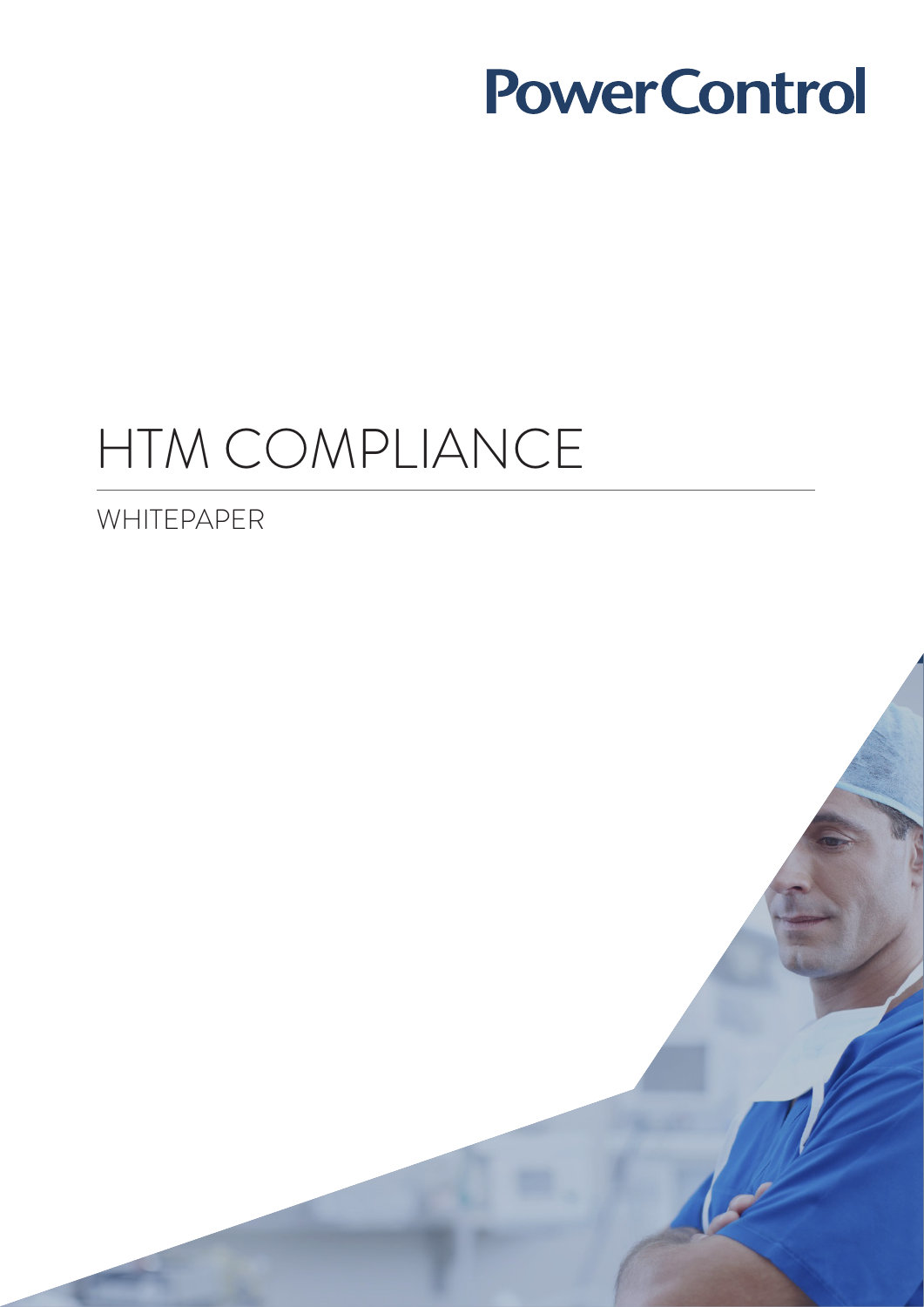PowerControl

# HTM COMPLIANCE

WHITEPAPER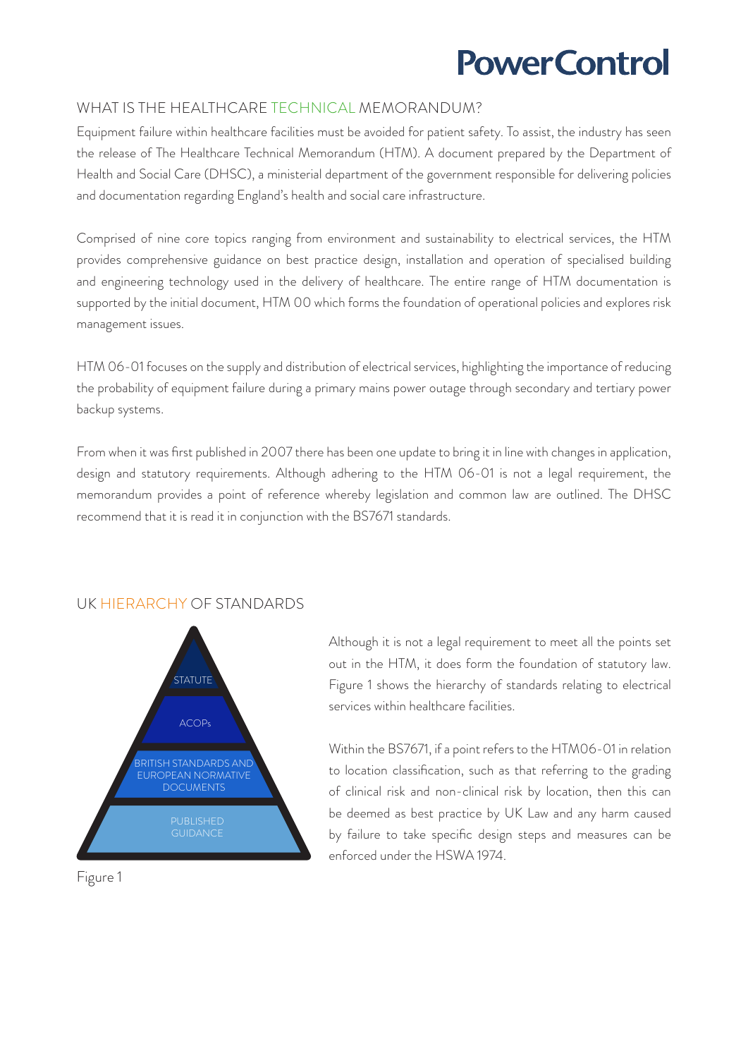## WHAT IS THE HEALTHCARE TECHNICAL MEMORANDUM?

Equipment failure within healthcare facilities must be avoided for patient safety. To assist, the industry has seen the release of The Healthcare Technical Memorandum (HTM). A document prepared by the Department of Health and Social Care (DHSC), a ministerial department of the government responsible for delivering policies and documentation regarding England's health and social care infrastructure.

Comprised of nine core topics ranging from environment and sustainability to electrical services, the HTM provides comprehensive guidance on best practice design, installation and operation of specialised building and engineering technology used in the delivery of healthcare. The entire range of HTM documentation is supported by the initial document, HTM 00 which forms the foundation of operational policies and explores risk management issues.

HTM 06-01 focuses on the supply and distribution of electrical services, highlighting the importance of reducing the probability of equipment failure during a primary mains power outage through secondary and tertiary power backup systems.

From when it was first published in 2007 there has been one update to bring it in line with changes in application, design and statutory requirements. Although adhering to the HTM 06-01 is not a legal requirement, the memorandum provides a point of reference whereby legislation and common law are outlined. The DHSC recommend that it is read it in conjunction with the BS7671 standards.

## UK HIERARCHY OF STANDARDS

STATUTE

ACOPs

BRITISH STANDARDS AND EUROPEAN NORMATIVE DOCUMENTS

PUBLISHED GUIDANCE

Figure 1

Although it is not a legal requirement to meet all the points set out in the HTM, it does form the foundation of statutory law. Figure 1 shows the hierarchy of standards relating to electrical services within healthcare facilities.

Within the BS7671, if a point refers to the HTM06-01 in relation to location classification, such as that referring to the grading of clinical risk and non-clinical risk by location, then this can be deemed as best practice by UK Law and any harm caused by failure to take specific design steps and measures can be enforced under the HSWA 1974.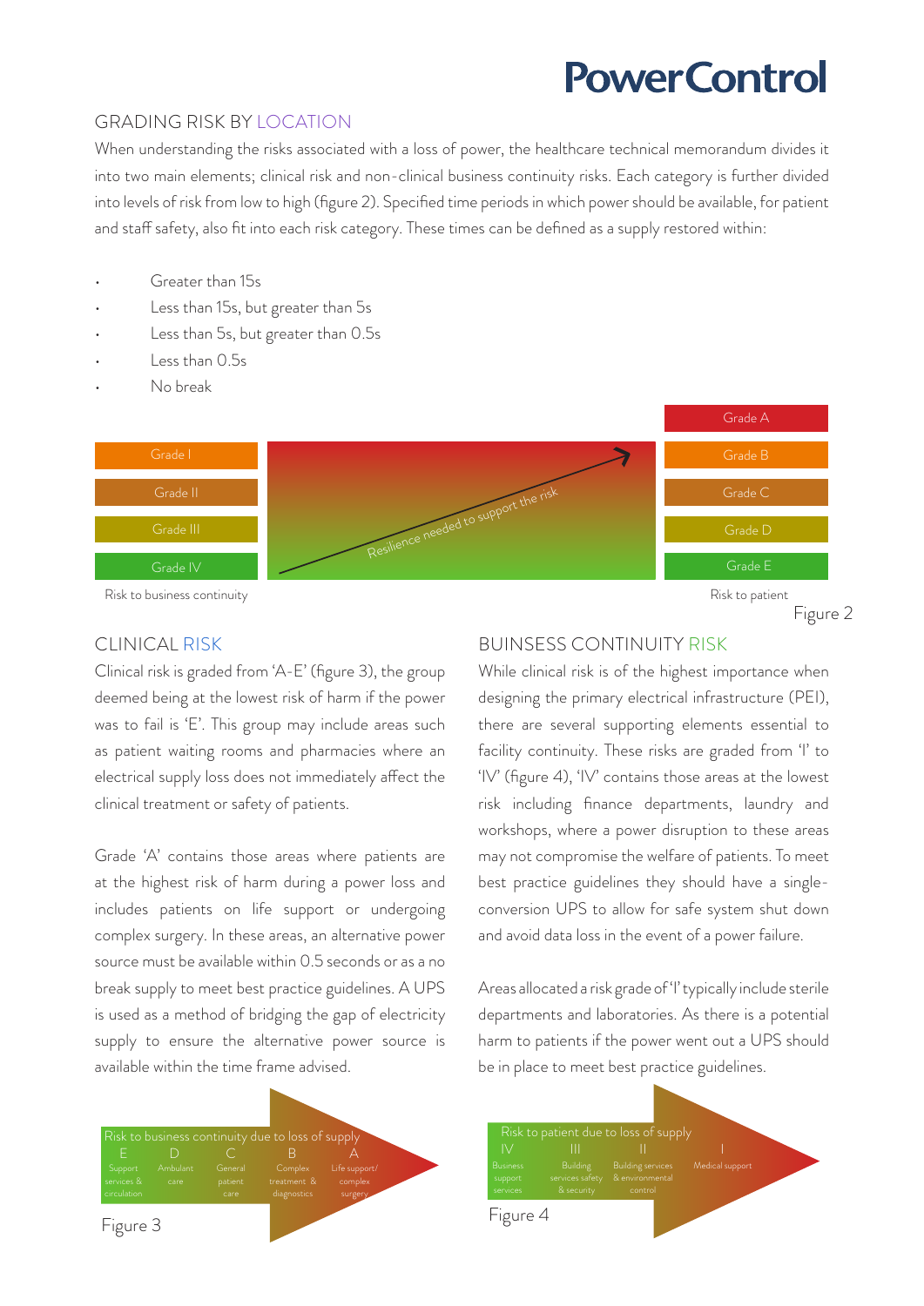## GRADING RISK BY LOCATION

When understanding the risks associated with a loss of power, the healthcare technical memorandum divides it into two main elements; clinical risk and non-clinical business continuity risks. Each category is further divided into levels of risk from low to high (figure 2). Specified time periods in which power should be available, for patient and staff safety, also fit into each risk category. These times can be defined as a supply restored within:

- Greater than 15s
- Less than 15s, but greater than 5s
- Less than 5s, but greater than 0.5s
- Less than 0.5s
- No break

Grade I
Grade II
Grade III
Grade IV

Resilience needed to support the risk

Grade A
Grade B
Grade C
Grade D
Grade E

Risk to business continuity

Risk to patient

Figure 2

## CLINICAL RISK

Clinical risk is graded from 'A-E' (figure 3), the group deemed being at the lowest risk of harm if the power was to fail is 'E'. This group may include areas such as patient waiting rooms and pharmacies where an electrical supply loss does not immediately affect the clinical treatment or safety of patients.

Grade 'A' contains those areas where patients are at the highest risk of harm during a power loss and includes patients on life support or undergoing complex surgery. In these areas, an alternative power source must be available within 0.5 seconds or as a no break supply to meet best practice guidelines. A UPS is used as a method of bridging the gap of electricity supply to ensure the alternative power source is available within the time frame advised.

Risk to business continuity due to loss of supply

| E | D | C | B | A |
|---|---|---|---|---|
| Support services & circulation | Ambulant care | General patient care | Complex treatment & diagnostics | Life support/ complex surgery |

Figure 3

## BUINSESS CONTINUITY RISK

While clinical risk is of the highest importance when designing the primary electrical infrastructure (PEI), there are several supporting elements essential to facility continuity. These risks are graded from 'I' to 'IV' (figure 4), 'IV' contains those areas at the lowest risk including finance departments, laundry and workshops, where a power disruption to these areas may not compromise the welfare of patients. To meet best practice guidelines they should have a single-conversion UPS to allow for safe system shut down and avoid data loss in the event of a power failure.

Areas allocated a risk grade of 'I' typically include sterile departments and laboratories. As there is a potential harm to patients if the power went out a UPS should be in place to meet best practice guidelines.

Risk to patient due to loss of supply

| IV | III | II | I |
|---|---|---|---|
| Business support services | Building services safety & security | Building services & environmental control | Medical support |

Figure 4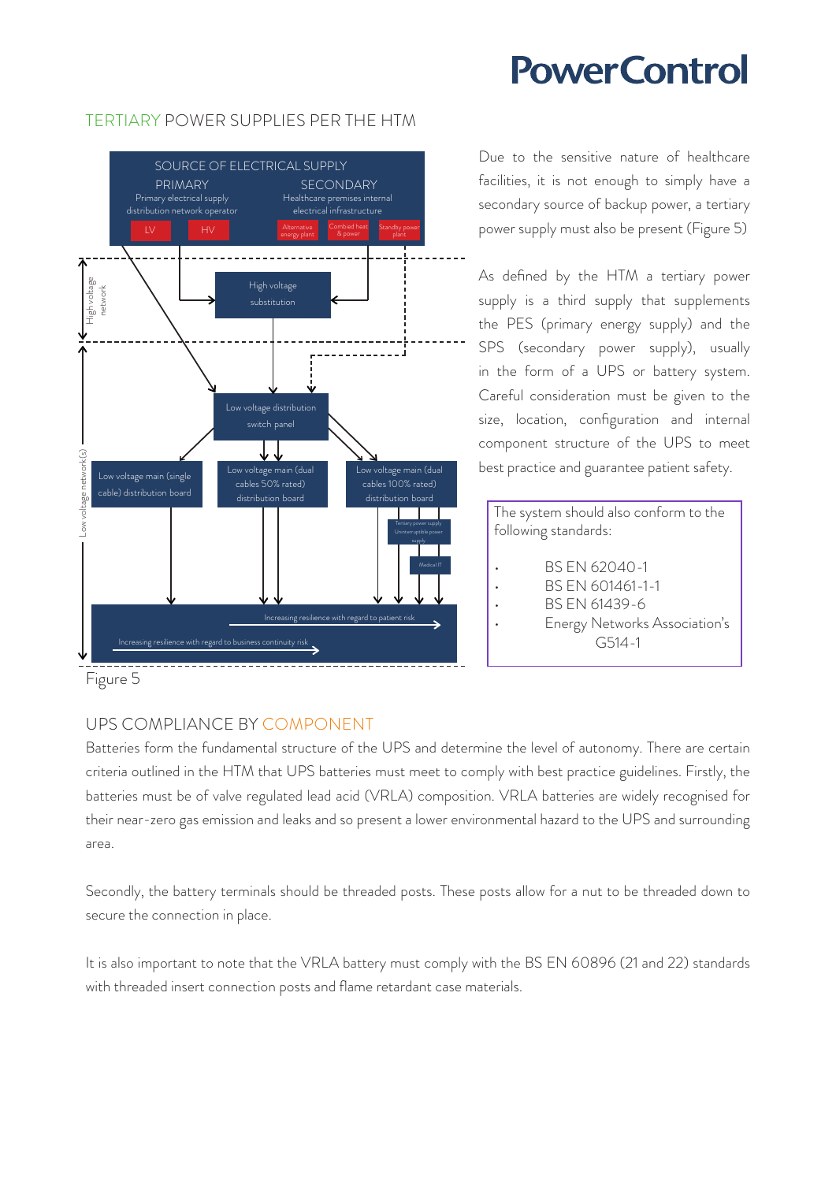## TERTIARY POWER SUPPLIES PER THE HTM

Figure 5

Due to the sensitive nature of healthcare facilities, it is not enough to simply have a secondary source of backup power, a tertiary power supply must also be present (Figure 5)

As defined by the HTM a tertiary power supply is a third supply that supplements the PES (primary energy supply) and the SPS (secondary power supply), usually in the form of a UPS or battery system. Careful consideration must be given to the size, location, configuration and internal component structure of the UPS to meet best practice and guarantee patient safety.

The system should also conform to the following standards:

- BS EN 62040-1
- BS EN 601461-1-1
- BS EN 61439-6
- Energy Networks Association's G514-1

## UPS COMPLIANCE BY COMPONENT

Batteries form the fundamental structure of the UPS and determine the level of autonomy. There are certain criteria outlined in the HTM that UPS batteries must meet to comply with best practice guidelines. Firstly, the batteries must be of valve regulated lead acid (VRLA) composition. VRLA batteries are widely recognised for their near-zero gas emission and leaks and so present a lower environmental hazard to the UPS and surrounding area.

Secondly, the battery terminals should be threaded posts. These posts allow for a nut to be threaded down to secure the connection in place.

It is also important to note that the VRLA battery must comply with the BS EN 60896 (21 and 22) standards with threaded insert connection posts and flame retardant case materials.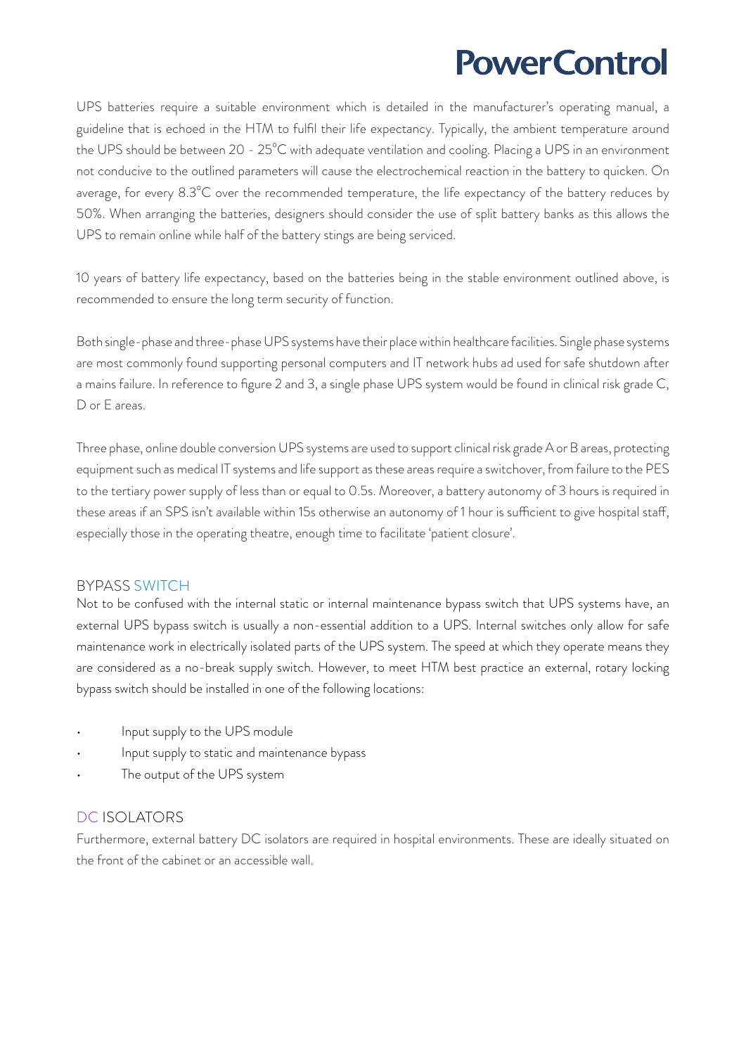UPS batteries require a suitable environment which is detailed in the manufacturer's operating manual, a guideline that is echoed in the HTM to fulfil their life expectancy. Typically, the ambient temperature around the UPS should be between 20 - 25°C with adequate ventilation and cooling. Placing a UPS in an environment not conducive to the outlined parameters will cause the electrochemical reaction in the battery to quicken. On average, for every 8.3°C over the recommended temperature, the life expectancy of the battery reduces by 50%. When arranging the batteries, designers should consider the use of split battery banks as this allows the UPS to remain online while half of the battery stings are being serviced.

10 years of battery life expectancy, based on the batteries being in the stable environment outlined above, is recommended to ensure the long term security of function.

Both single-phase and three-phase UPS systems have their place within healthcare facilities. Single phase systems are most commonly found supporting personal computers and IT network hubs ad used for safe shutdown after a mains failure. In reference to figure 2 and 3, a single phase UPS system would be found in clinical risk grade C, D or E areas.

Three phase, online double conversion UPS systems are used to support clinical risk grade A or B areas, protecting equipment such as medical IT systems and life support as these areas require a switchover, from failure to the PES to the tertiary power supply of less than or equal to 0.5s. Moreover, a battery autonomy of 3 hours is required in these areas if an SPS isn't available within 15s otherwise an autonomy of 1 hour is sufficient to give hospital staff, especially those in the operating theatre, enough time to facilitate 'patient closure'.

## BYPASS SWITCH

Not to be confused with the internal static or internal maintenance bypass switch that UPS systems have, an external UPS bypass switch is usually a non-essential addition to a UPS. Internal switches only allow for safe maintenance work in electrically isolated parts of the UPS system. The speed at which they operate means they are considered as a no-break supply switch. However, to meet HTM best practice an external, rotary locking bypass switch should be installed in one of the following locations:

- Input supply to the UPS module
- Input supply to static and maintenance bypass
- The output of the UPS system

## DC ISOLATORS

Furthermore, external battery DC isolators are required in hospital environments. These are ideally situated on the front of the cabinet or an accessible wall.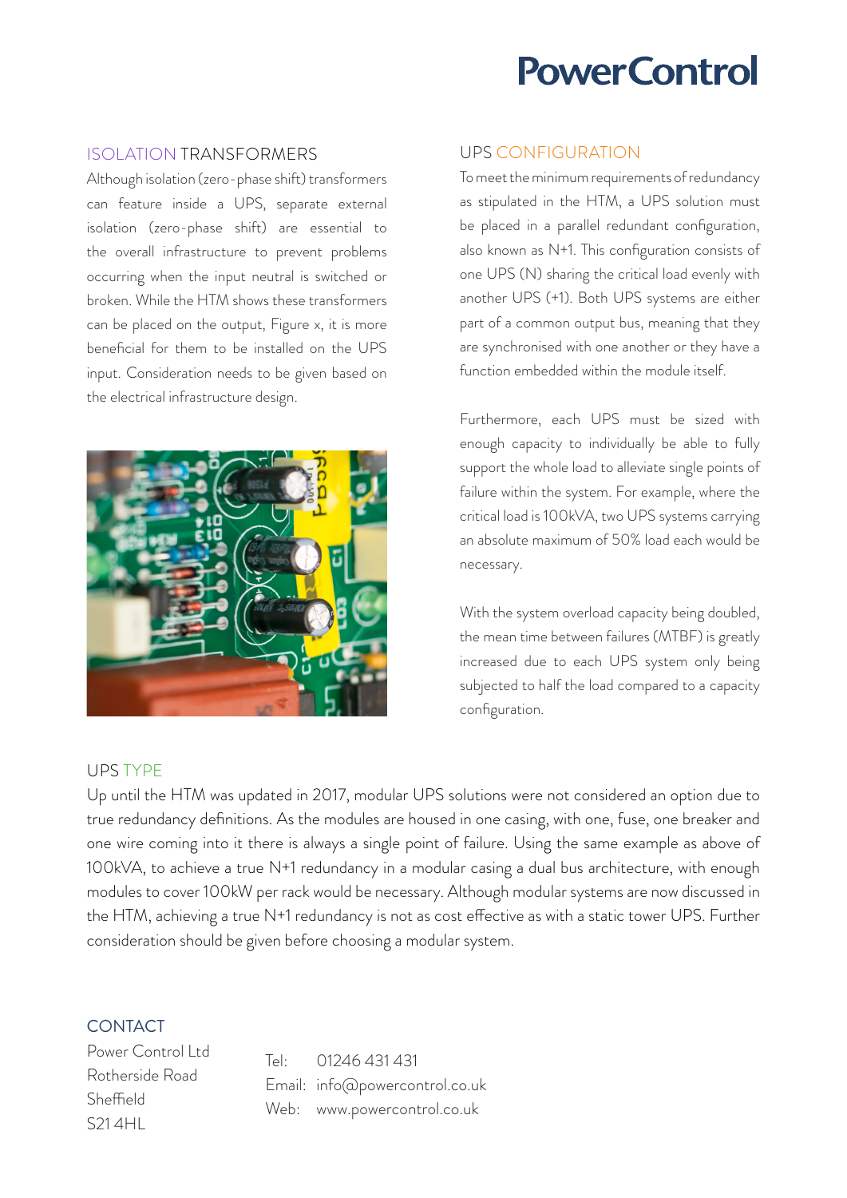# PowerControl

## ISOLATION TRANSFORMERS

Although isolation (zero-phase shift) transformers can feature inside a UPS, separate external isolation (zero-phase shift) are essential to the overall infrastructure to prevent problems occurring when the input neutral is switched or broken. While the HTM shows these transformers can be placed on the output, Figure x, it is more beneficial for them to be installed on the UPS input. Consideration needs to be given based on the electrical infrastructure design.

## UPS CONFIGURATION

To meet the minimum requirements of redundancy as stipulated in the HTM, a UPS solution must be placed in a parallel redundant configuration, also known as N+1. This configuration consists of one UPS (N) sharing the critical load evenly with another UPS (+1). Both UPS systems are either part of a common output bus, meaning that they are synchronised with one another or they have a function embedded within the module itself.

Furthermore, each UPS must be sized with enough capacity to individually be able to fully support the whole load to alleviate single points of failure within the system. For example, where the critical load is 100kVA, two UPS systems carrying an absolute maximum of 50% load each would be necessary.

With the system overload capacity being doubled, the mean time between failures (MTBF) is greatly increased due to each UPS system only being subjected to half the load compared to a capacity configuration.

## UPS TYPE

Up until the HTM was updated in 2017, modular UPS solutions were not considered an option due to true redundancy definitions. As the modules are housed in one casing, with one, fuse, one breaker and one wire coming into it there is always a single point of failure. Using the same example as above of 100kVA, to achieve a true N+1 redundancy in a modular casing a dual bus architecture, with enough modules to cover 100kW per rack would be necessary. Although modular systems are now discussed in the HTM, achieving a true N+1 redundancy is not as cost effective as with a static tower UPS. Further consideration should be given before choosing a modular system.

## CONTACT

Power Control Ltd
Rotherside Road
Sheffield
S21 4HL

Tel: 01246 431 431
Email: info@powercontrol.co.uk
Web: www.powercontrol.co.uk